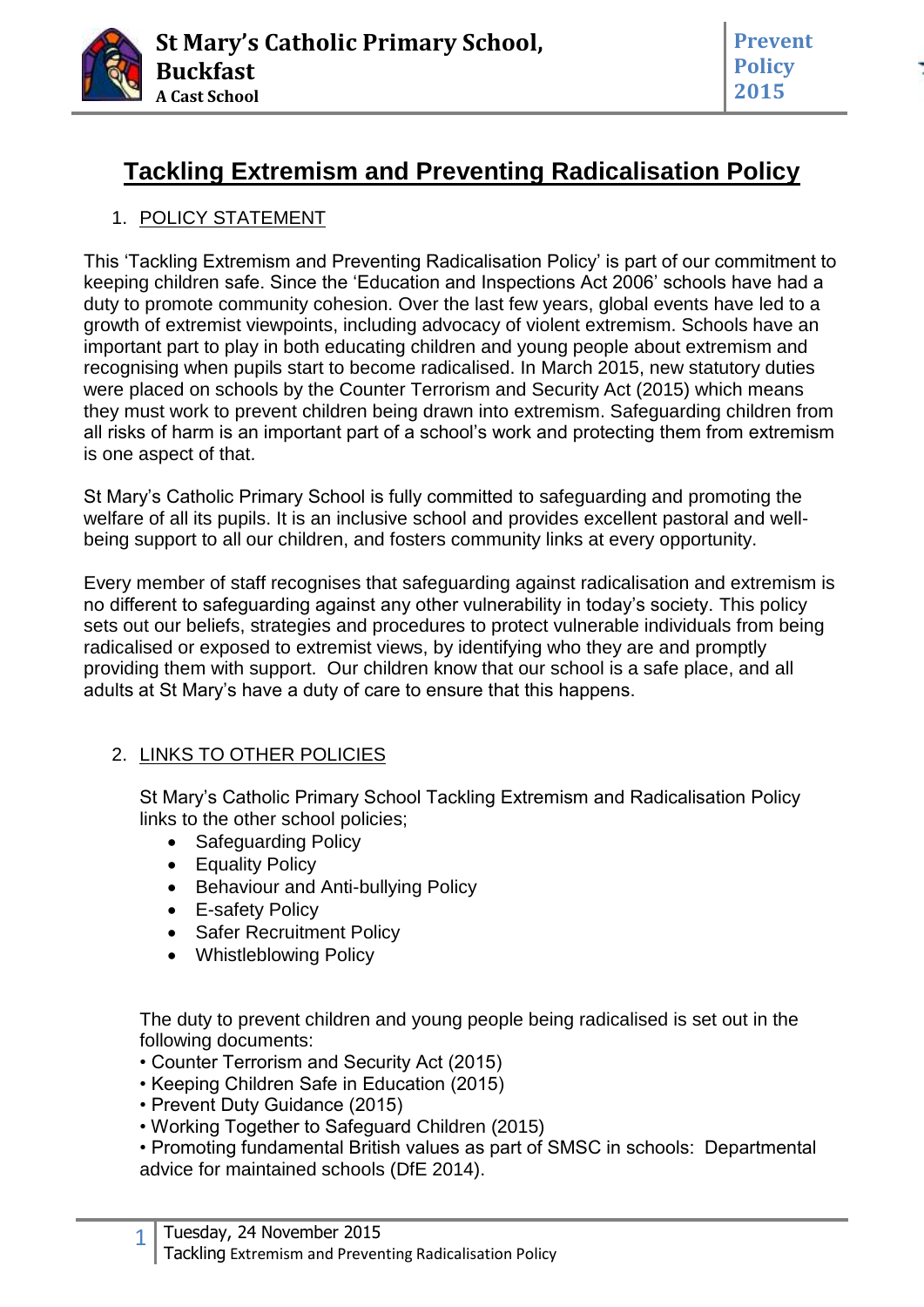# Tackling Extremism and Preventing Radicalisation Policy

## 1. POLICY STATEMENT

This 'Tackling Extremism and Preventing Radicalisation Policy' is part of our commitment to keeping children safe. Since the 'Education and Inspections Act 2006' schools have had a duty to promote community cohesion. Over the last few years, global events have led to a growth of extremist viewpoints, including advocacy of violent extremism. Schools have an important part to play in both educating children and young people about extremism and recognising when pupils start to become radicalised. In March 2015, new statutory duties were placed on schools by the Counter Terrorism and Security Act (2015) which means they must work to prevent children being drawn into extremism. Safeguarding children from all risks of harm is an important part of a school's work and protecting them from extremism is one aspect of that.

St Mary's Catholic Primary School is fully committed to safeguarding and promoting the welfare of all its pupils. It is an inclusive school and provides excellent pastoral and well-being support to all our children, and fosters community links at every opportunity.

Every member of staff recognises that safeguarding against radicalisation and extremism is no different to safeguarding against any other vulnerability in today's society. This policy sets out our beliefs, strategies and procedures to protect vulnerable individuals from being radicalised or exposed to extremist views, by identifying who they are and promptly providing them with support. Our children know that our school is a safe place, and all adults at St Mary's have a duty of care to ensure that this happens.

## 2. LINKS TO OTHER POLICIES

St Mary's Catholic Primary School Tackling Extremism and Radicalisation Policy links to the other school policies;

- Safeguarding Policy
- Equality Policy
- Behaviour and Anti-bullying Policy
- E-safety Policy
- Safer Recruitment Policy
- Whistleblowing Policy

The duty to prevent children and young people being radicalised is set out in the following documents:

- Counter Terrorism and Security Act (2015)
- Keeping Children Safe in Education (2015)
- Prevent Duty Guidance (2015)
- Working Together to Safeguard Children (2015)
- Promoting fundamental British values as part of SMSC in schools: Departmental advice for maintained schools (DfE 2014).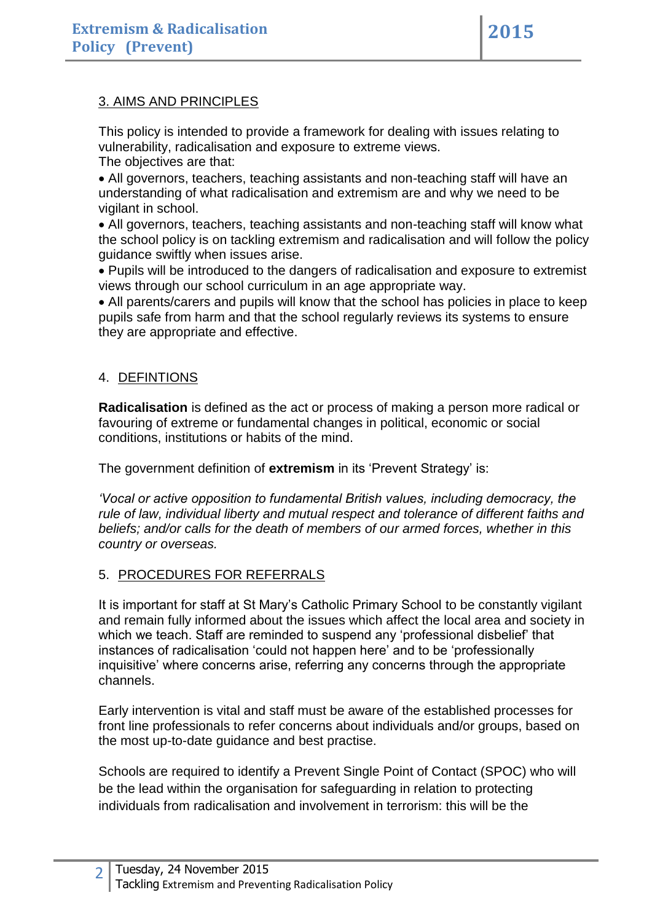## 3. AIMS AND PRINCIPLES

This policy is intended to provide a framework for dealing with issues relating to vulnerability, radicalisation and exposure to extreme views.
The objectives are that:

- All governors, teachers, teaching assistants and non-teaching staff will have an understanding of what radicalisation and extremism are and why we need to be vigilant in school.
- All governors, teachers, teaching assistants and non-teaching staff will know what the school policy is on tackling extremism and radicalisation and will follow the policy guidance swiftly when issues arise.
- Pupils will be introduced to the dangers of radicalisation and exposure to extremist views through our school curriculum in an age appropriate way.
- All parents/carers and pupils will know that the school has policies in place to keep pupils safe from harm and that the school regularly reviews its systems to ensure they are appropriate and effective.

## 4. DEFINTIONS

**Radicalisation** is defined as the act or process of making a person more radical or favouring of extreme or fundamental changes in political, economic or social conditions, institutions or habits of the mind.

The government definition of **extremism** in its 'Prevent Strategy' is:

*'Vocal or active opposition to fundamental British values, including democracy, the rule of law, individual liberty and mutual respect and tolerance of different faiths and beliefs; and/or calls for the death of members of our armed forces, whether in this country or overseas.*

## 5. PROCEDURES FOR REFERRALS

It is important for staff at St Mary's Catholic Primary School to be constantly vigilant and remain fully informed about the issues which affect the local area and society in which we teach. Staff are reminded to suspend any 'professional disbelief' that instances of radicalisation 'could not happen here' and to be 'professionally inquisitive' where concerns arise, referring any concerns through the appropriate channels.

Early intervention is vital and staff must be aware of the established processes for front line professionals to refer concerns about individuals and/or groups, based on the most up-to-date guidance and best practise.

Schools are required to identify a Prevent Single Point of Contact (SPOC) who will be the lead within the organisation for safeguarding in relation to protecting individuals from radicalisation and involvement in terrorism: this will be the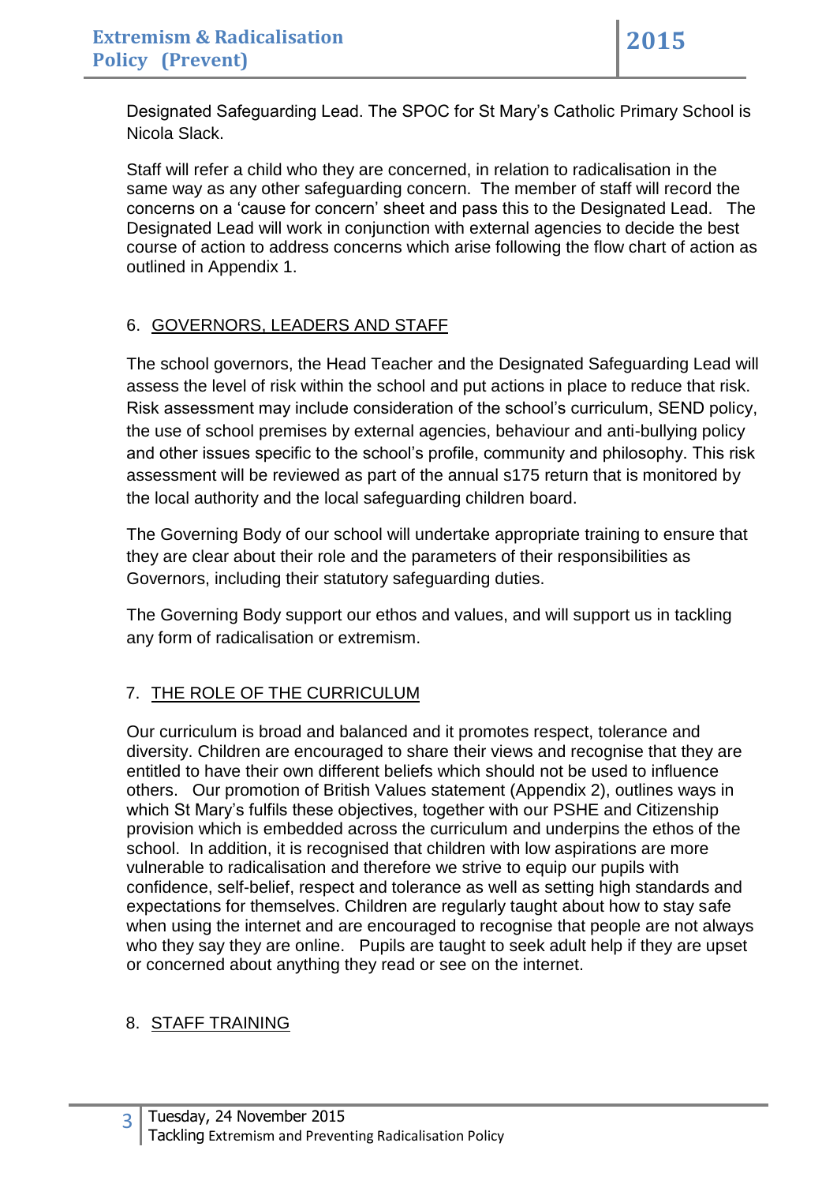Designated Safeguarding Lead. The SPOC for St Mary's Catholic Primary School is Nicola Slack.

Staff will refer a child who they are concerned, in relation to radicalisation in the same way as any other safeguarding concern. The member of staff will record the concerns on a 'cause for concern' sheet and pass this to the Designated Lead. The Designated Lead will work in conjunction with external agencies to decide the best course of action to address concerns which arise following the flow chart of action as outlined in Appendix 1.

## 6. GOVERNORS, LEADERS AND STAFF

The school governors, the Head Teacher and the Designated Safeguarding Lead will assess the level of risk within the school and put actions in place to reduce that risk. Risk assessment may include consideration of the school's curriculum, SEND policy, the use of school premises by external agencies, behaviour and anti-bullying policy and other issues specific to the school's profile, community and philosophy. This risk assessment will be reviewed as part of the annual s175 return that is monitored by the local authority and the local safeguarding children board.

The Governing Body of our school will undertake appropriate training to ensure that they are clear about their role and the parameters of their responsibilities as Governors, including their statutory safeguarding duties.

The Governing Body support our ethos and values, and will support us in tackling any form of radicalisation or extremism.

## 7. THE ROLE OF THE CURRICULUM

Our curriculum is broad and balanced and it promotes respect, tolerance and diversity. Children are encouraged to share their views and recognise that they are entitled to have their own different beliefs which should not be used to influence others. Our promotion of British Values statement (Appendix 2), outlines ways in which St Mary's fulfils these objectives, together with our PSHE and Citizenship provision which is embedded across the curriculum and underpins the ethos of the school. In addition, it is recognised that children with low aspirations are more vulnerable to radicalisation and therefore we strive to equip our pupils with confidence, self-belief, respect and tolerance as well as setting high standards and expectations for themselves. Children are regularly taught about how to stay safe when using the internet and are encouraged to recognise that people are not always who they say they are online. Pupils are taught to seek adult help if they are upset or concerned about anything they read or see on the internet.

## 8. STAFF TRAINING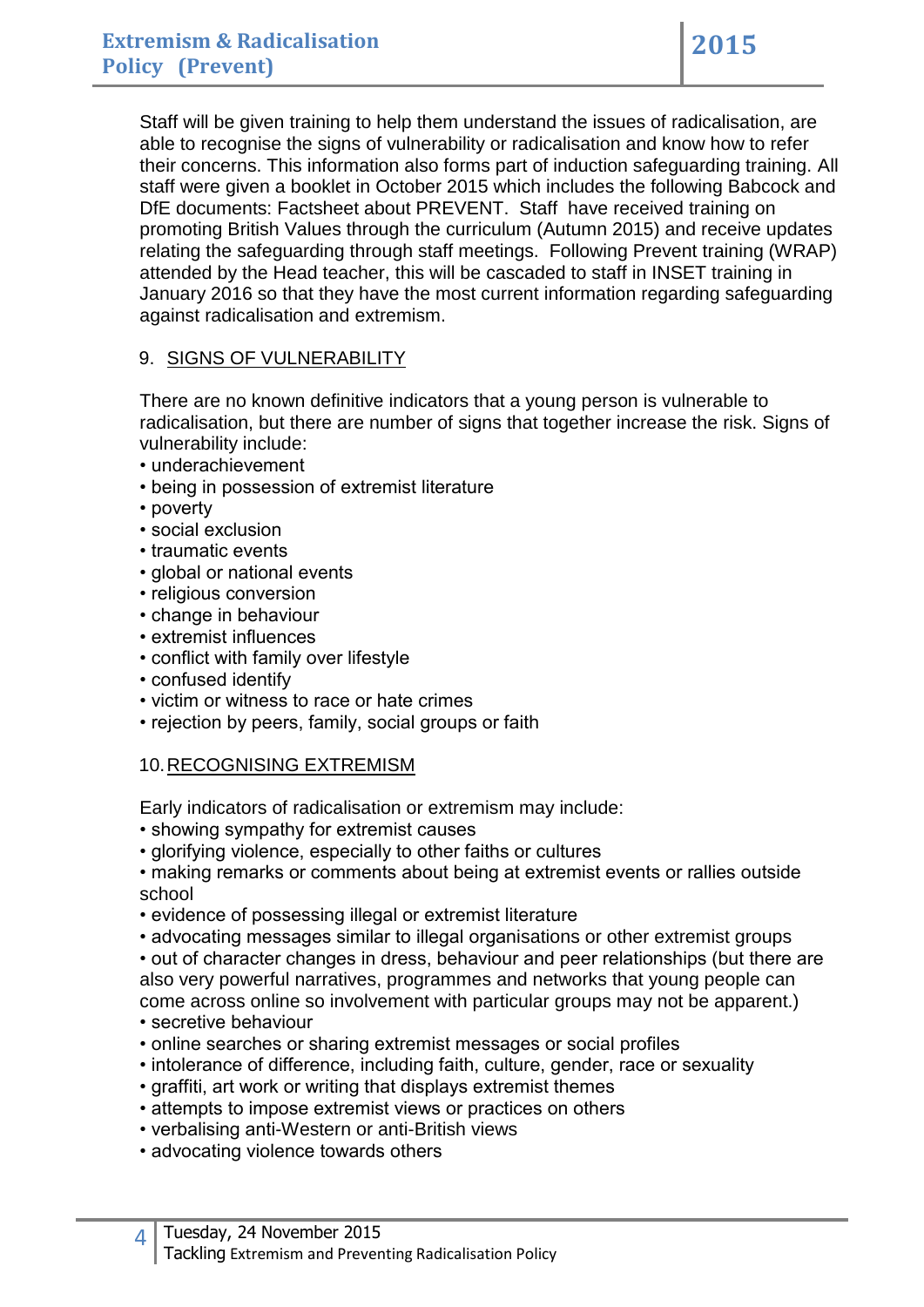Staff will be given training to help them understand the issues of radicalisation, are able to recognise the signs of vulnerability or radicalisation and know how to refer their concerns. This information also forms part of induction safeguarding training. All staff were given a booklet in October 2015 which includes the following Babcock and DfE documents: Factsheet about PREVENT. Staff have received training on promoting British Values through the curriculum (Autumn 2015) and receive updates relating the safeguarding through staff meetings. Following Prevent training (WRAP) attended by the Head teacher, this will be cascaded to staff in INSET training in January 2016 so that they have the most current information regarding safeguarding against radicalisation and extremism.

## 9. SIGNS OF VULNERABILITY

There are no known definitive indicators that a young person is vulnerable to radicalisation, but there are number of signs that together increase the risk. Signs of vulnerability include:

- underachievement
- being in possession of extremist literature
- poverty
- social exclusion
- traumatic events
- global or national events
- religious conversion
- change in behaviour
- extremist influences
- conflict with family over lifestyle
- confused identify
- victim or witness to race or hate crimes
- rejection by peers, family, social groups or faith

## 10. RECOGNISING EXTREMISM

Early indicators of radicalisation or extremism may include:

- showing sympathy for extremist causes
- glorifying violence, especially to other faiths or cultures
- making remarks or comments about being at extremist events or rallies outside school
- evidence of possessing illegal or extremist literature
- advocating messages similar to illegal organisations or other extremist groups
- out of character changes in dress, behaviour and peer relationships (but there are also very powerful narratives, programmes and networks that young people can come across online so involvement with particular groups may not be apparent.)
- secretive behaviour
- online searches or sharing extremist messages or social profiles
- intolerance of difference, including faith, culture, gender, race or sexuality
- graffiti, art work or writing that displays extremist themes
- attempts to impose extremist views or practices on others
- verbalising anti-Western or anti-British views
- advocating violence towards others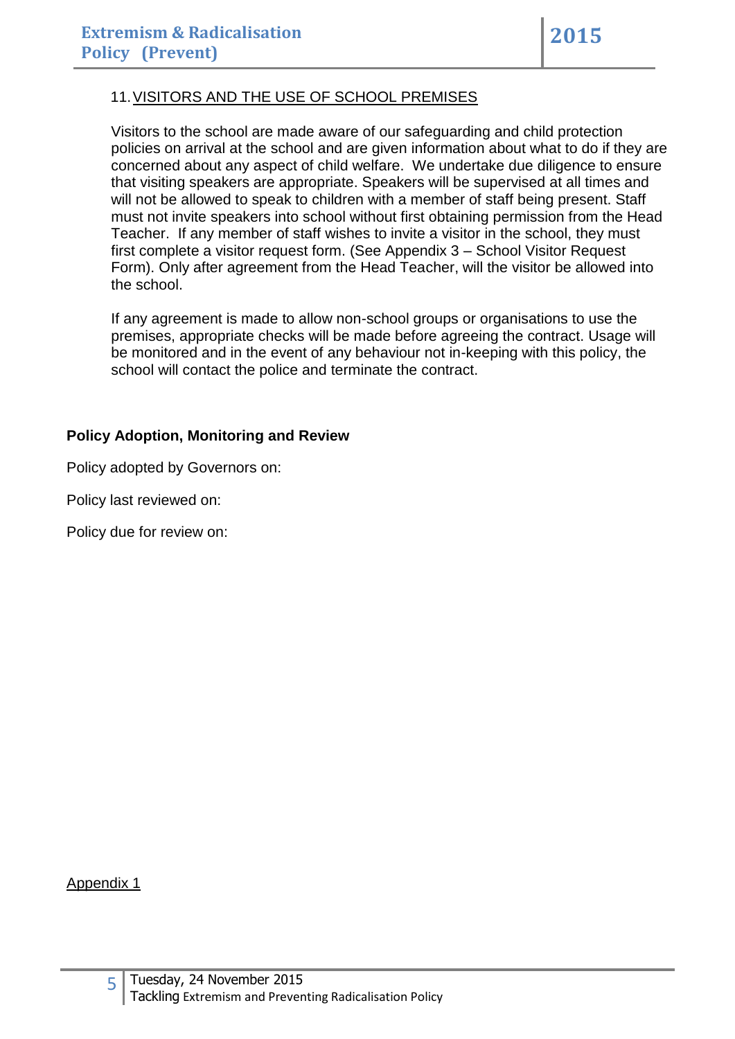11. <u>VISITORS AND THE USE OF SCHOOL PREMISES</u>

Visitors to the school are made aware of our safeguarding and child protection policies on arrival at the school and are given information about what to do if they are concerned about any aspect of child welfare. We undertake due diligence to ensure that visiting speakers are appropriate. Speakers will be supervised at all times and will not be allowed to speak to children with a member of staff being present. Staff must not invite speakers into school without first obtaining permission from the Head Teacher. If any member of staff wishes to invite a visitor in the school, they must first complete a visitor request form. (See Appendix 3 – School Visitor Request Form). Only after agreement from the Head Teacher, will the visitor be allowed into the school.

If any agreement is made to allow non-school groups or organisations to use the premises, appropriate checks will be made before agreeing the contract. Usage will be monitored and in the event of any behaviour not in-keeping with this policy, the school will contact the police and terminate the contract.

**Policy Adoption, Monitoring and Review**

Policy adopted by Governors on:

Policy last reviewed on:

Policy due for review on:

<u>Appendix 1</u>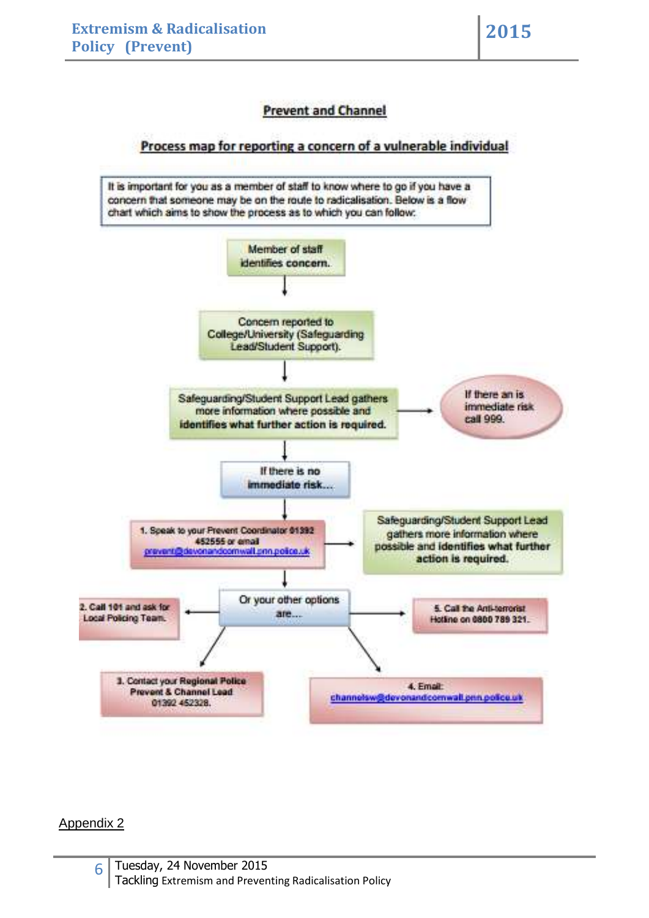## Prevent and Channel

### Process map for reporting a concern of a vulnerable individual

It is important for you as a member of staff to know where to go if you have a concern that someone may be on the route to radicalisation. Below is a flow chart which aims to show the process as to which you can follow:

Member of staff identifies concern.

↓

Concern reported to College/University (Safeguarding Lead/Student Support).

↓

Safeguarding/Student Support Lead gathers more information where possible and **identifies what further action is required.** → If there an is immediate risk call 999.

↓

If there is no immediate risk...

↓

1. Speak to your Prevent Coordinator 01392 452555 or email prevent@devonandcornwall.pnn.police.uk → Safeguarding/Student Support Lead gathers more information where possible and identifies what further action is required.

↓

Or your other options are...

- 2. Call 101 and ask for Local Policing Team.
- 3. Contact your Regional Police Prevent & Channel Lead 01392 452328.
- 4. Email: channelsw@devonandcornwall.pnn.police.uk
- 5. Call the Anti-terrorist Hotline on 0800 789 321.

Appendix 2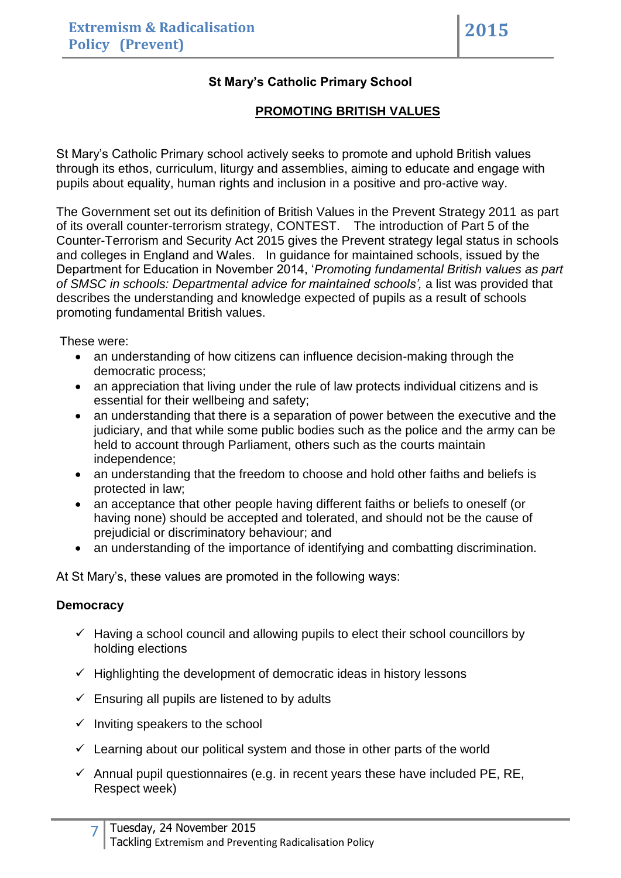**St Mary's Catholic Primary School**

## PROMOTING BRITISH VALUES

St Mary's Catholic Primary school actively seeks to promote and uphold British values through its ethos, curriculum, liturgy and assemblies, aiming to educate and engage with pupils about equality, human rights and inclusion in a positive and pro-active way.

The Government set out its definition of British Values in the Prevent Strategy 2011 as part of its overall counter-terrorism strategy, CONTEST. The introduction of Part 5 of the Counter-Terrorism and Security Act 2015 gives the Prevent strategy legal status in schools and colleges in England and Wales. In guidance for maintained schools, issued by the Department for Education in November 2014, '*Promoting fundamental British values as part of SMSC in schools: Departmental advice for maintained schools',* a list was provided that describes the understanding and knowledge expected of pupils as a result of schools promoting fundamental British values.

These were:

- an understanding of how citizens can influence decision-making through the democratic process;
- an appreciation that living under the rule of law protects individual citizens and is essential for their wellbeing and safety;
- an understanding that there is a separation of power between the executive and the judiciary, and that while some public bodies such as the police and the army can be held to account through Parliament, others such as the courts maintain independence;
- an understanding that the freedom to choose and hold other faiths and beliefs is protected in law;
- an acceptance that other people having different faiths or beliefs to oneself (or having none) should be accepted and tolerated, and should not be the cause of prejudicial or discriminatory behaviour; and
- an understanding of the importance of identifying and combatting discrimination.

At St Mary's, these values are promoted in the following ways:

**Democracy**

- ✓ Having a school council and allowing pupils to elect their school councillors by holding elections
- ✓ Highlighting the development of democratic ideas in history lessons
- ✓ Ensuring all pupils are listened to by adults
- ✓ Inviting speakers to the school
- ✓ Learning about our political system and those in other parts of the world
- ✓ Annual pupil questionnaires (e.g. in recent years these have included PE, RE, Respect week)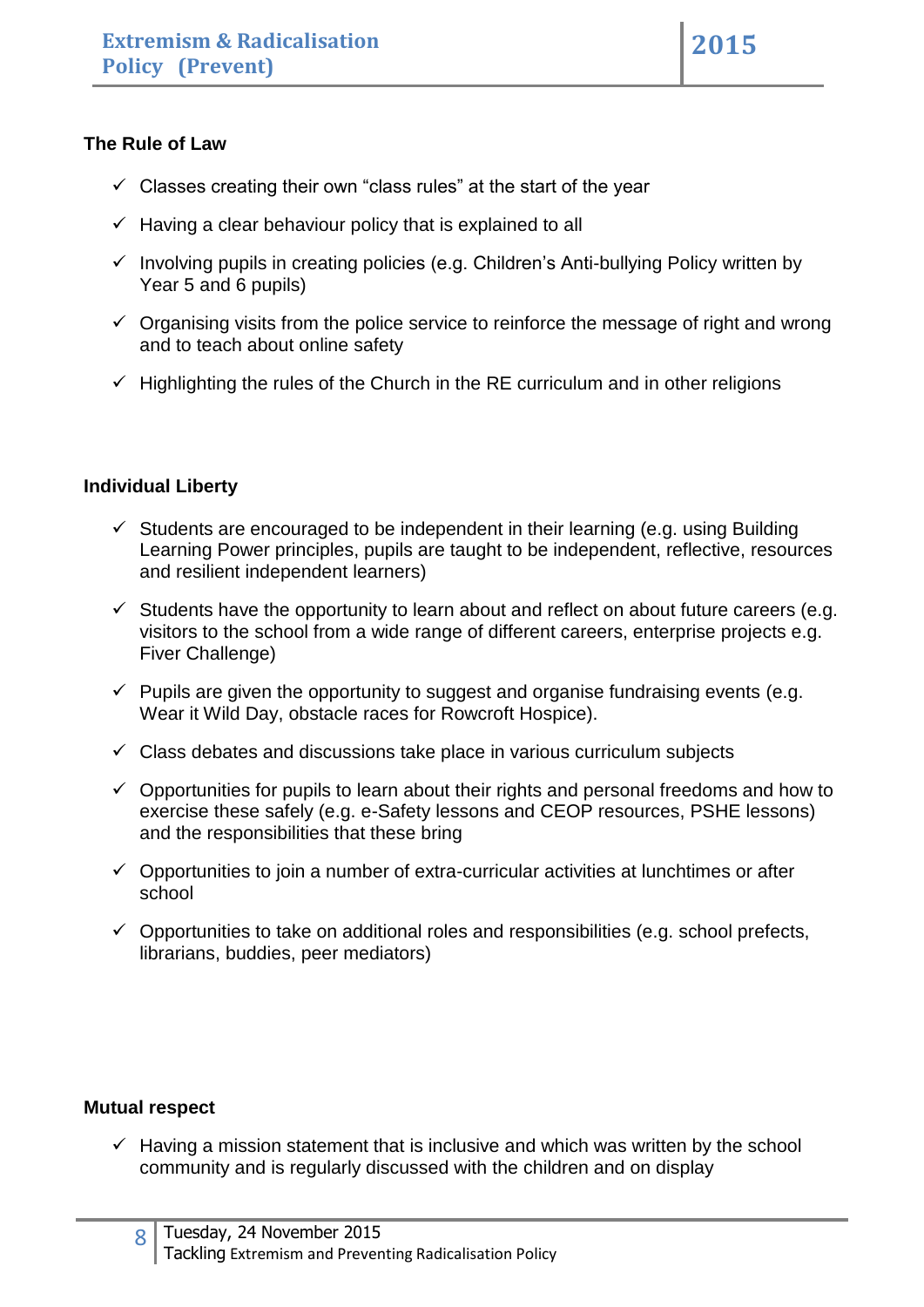**The Rule of Law**

- ✓ Classes creating their own "class rules" at the start of the year
- ✓ Having a clear behaviour policy that is explained to all
- ✓ Involving pupils in creating policies (e.g. Children's Anti-bullying Policy written by Year 5 and 6 pupils)
- ✓ Organising visits from the police service to reinforce the message of right and wrong and to teach about online safety
- ✓ Highlighting the rules of the Church in the RE curriculum and in other religions

**Individual Liberty**

- ✓ Students are encouraged to be independent in their learning (e.g. using Building Learning Power principles, pupils are taught to be independent, reflective, resources and resilient independent learners)
- ✓ Students have the opportunity to learn about and reflect on about future careers (e.g. visitors to the school from a wide range of different careers, enterprise projects e.g. Fiver Challenge)
- ✓ Pupils are given the opportunity to suggest and organise fundraising events (e.g. Wear it Wild Day, obstacle races for Rowcroft Hospice).
- ✓ Class debates and discussions take place in various curriculum subjects
- ✓ Opportunities for pupils to learn about their rights and personal freedoms and how to exercise these safely (e.g. e-Safety lessons and CEOP resources, PSHE lessons) and the responsibilities that these bring
- ✓ Opportunities to join a number of extra-curricular activities at lunchtimes or after school
- ✓ Opportunities to take on additional roles and responsibilities (e.g. school prefects, librarians, buddies, peer mediators)

**Mutual respect**

- ✓ Having a mission statement that is inclusive and which was written by the school community and is regularly discussed with the children and on display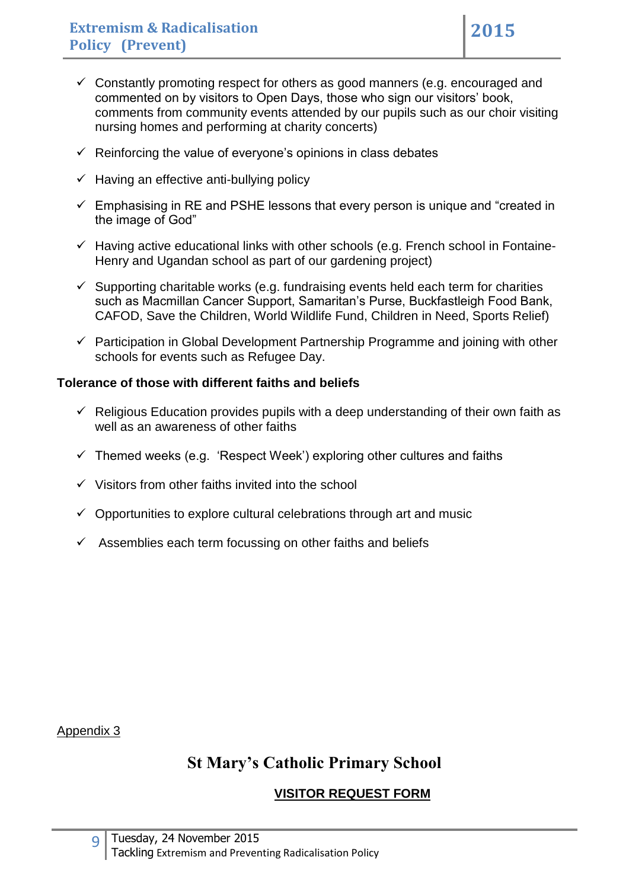- ✓ Constantly promoting respect for others as good manners (e.g. encouraged and commented on by visitors to Open Days, those who sign our visitors' book, comments from community events attended by our pupils such as our choir visiting nursing homes and performing at charity concerts)
- ✓ Reinforcing the value of everyone's opinions in class debates
- ✓ Having an effective anti-bullying policy
- ✓ Emphasising in RE and PSHE lessons that every person is unique and "created in the image of God"
- ✓ Having active educational links with other schools (e.g. French school in Fontaine-Henry and Ugandan school as part of our gardening project)
- ✓ Supporting charitable works (e.g. fundraising events held each term for charities such as Macmillan Cancer Support, Samaritan's Purse, Buckfastleigh Food Bank, CAFOD, Save the Children, World Wildlife Fund, Children in Need, Sports Relief)
- ✓ Participation in Global Development Partnership Programme and joining with other schools for events such as Refugee Day.

**Tolerance of those with different faiths and beliefs**

- ✓ Religious Education provides pupils with a deep understanding of their own faith as well as an awareness of other faiths
- ✓ Themed weeks (e.g. 'Respect Week') exploring other cultures and faiths
- ✓ Visitors from other faiths invited into the school
- ✓ Opportunities to explore cultural celebrations through art and music
- ✓ Assemblies each term focussing on other faiths and beliefs

<u>Appendix 3</u>

## St Mary's Catholic Primary School

### <u>VISITOR REQUEST FORM</u>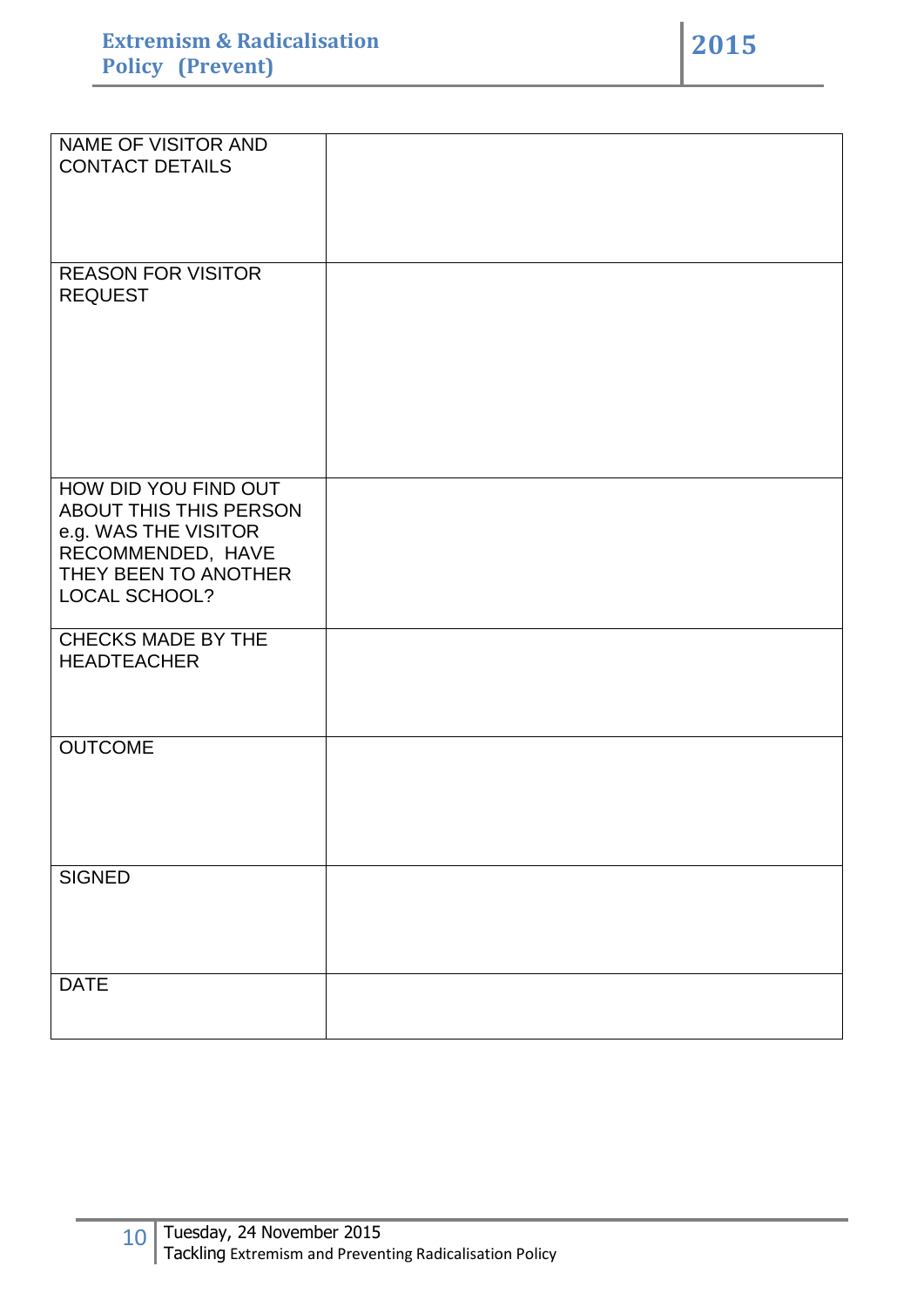| | |
|---|---|
| NAME OF VISITOR AND CONTACT DETAILS | |
| REASON FOR VISITOR REQUEST | |
| HOW DID YOU FIND OUT ABOUT THIS THIS PERSON e.g. WAS THE VISITOR RECOMMENDED, HAVE THEY BEEN TO ANOTHER LOCAL SCHOOL? | |
| CHECKS MADE BY THE HEADTEACHER | |
| OUTCOME | |
| SIGNED | |
| DATE | |